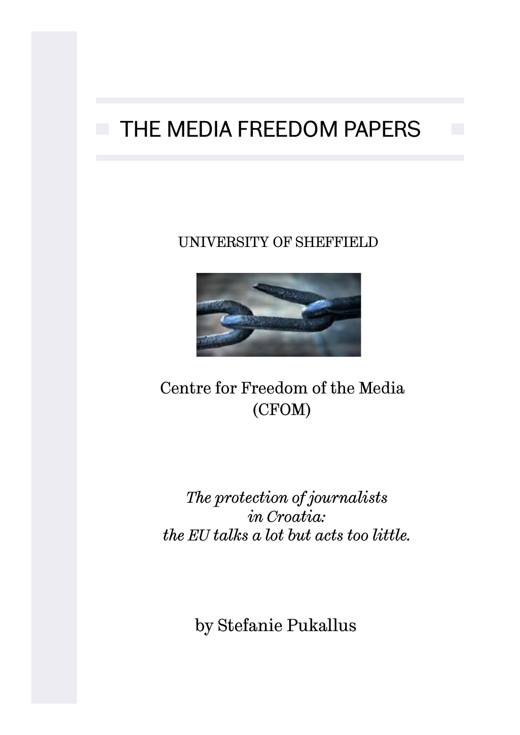# THE MEDIA FREEDOM PAPERS

UNIVERSITY OF SHEFFIELD

Centre for Freedom of the Media
(CFOM)

*The protection of journalists in Croatia: the EU talks a lot but acts too little.*

by Stefanie Pukallus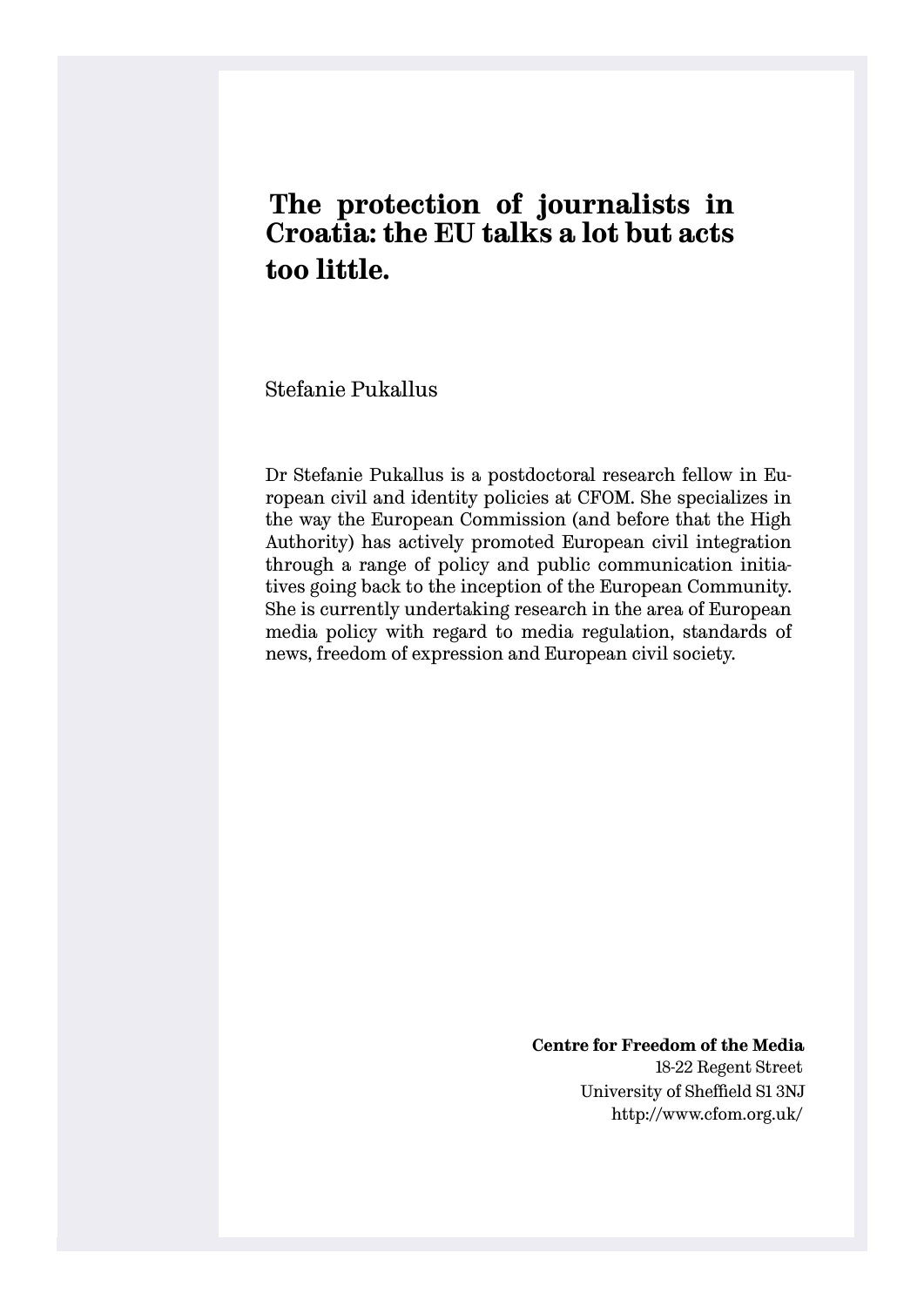# The protection of journalists in Croatia: the EU talks a lot but acts too little.

Stefanie Pukallus

Dr Stefanie Pukallus is a postdoctoral research fellow in European civil and identity policies at CFOM. She specializes in the way the European Commission (and before that the High Authority) has actively promoted European civil integration through a range of policy and public communication initiatives going back to the inception of the European Community. She is currently undertaking research in the area of European media policy with regard to media regulation, standards of news, freedom of expression and European civil society.

**Centre for Freedom of the Media**
18-22 Regent Street
University of Sheffield S1 3NJ
http://www.cfom.org.uk/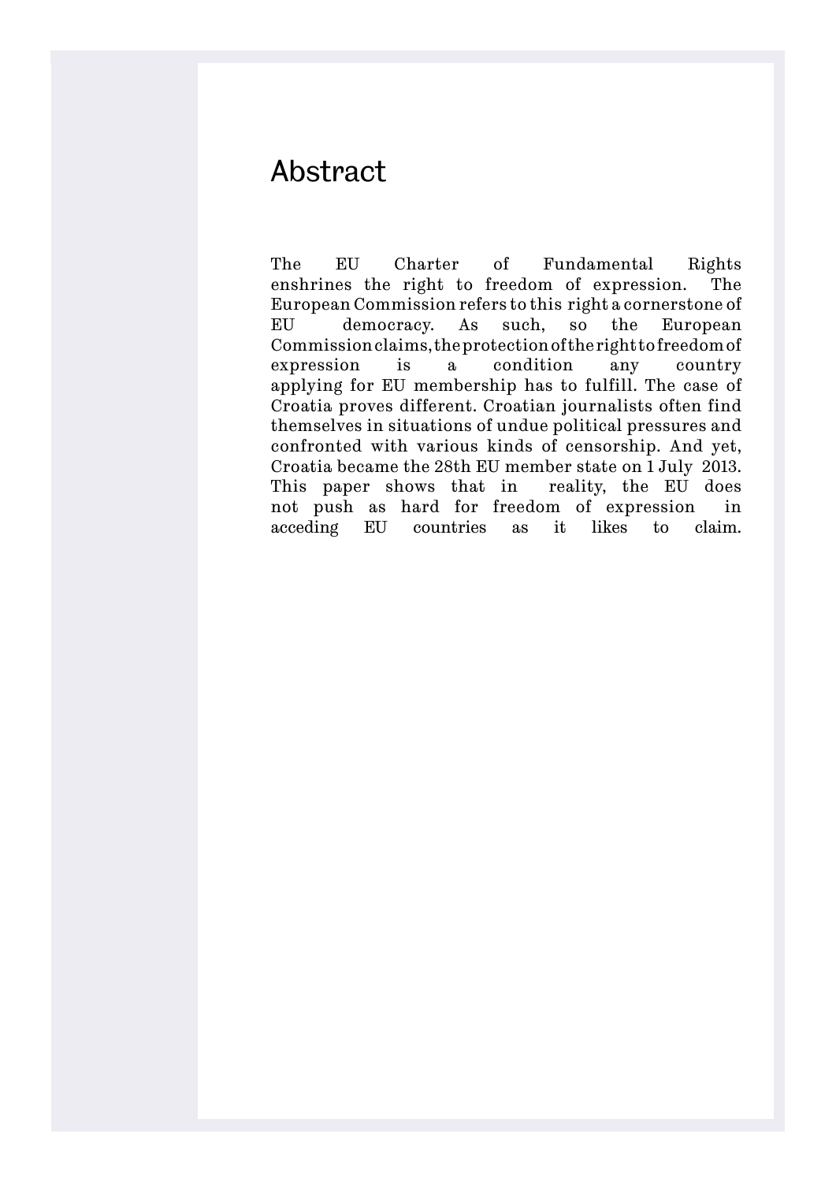# Abstract

The EU Charter of Fundamental Rights enshrines the right to freedom of expression. The European Commission refers to this right a cornerstone of EU democracy. As such, so the European Commission claims, the protection of the right to freedom of expression is a condition any country applying for EU membership has to fulfill. The case of Croatia proves different. Croatian journalists often find themselves in situations of undue political pressures and confronted with various kinds of censorship. And yet, Croatia became the 28th EU member state on 1 July 2013. This paper shows that in reality, the EU does not push as hard for freedom of expression in acceding EU countries as it likes to claim.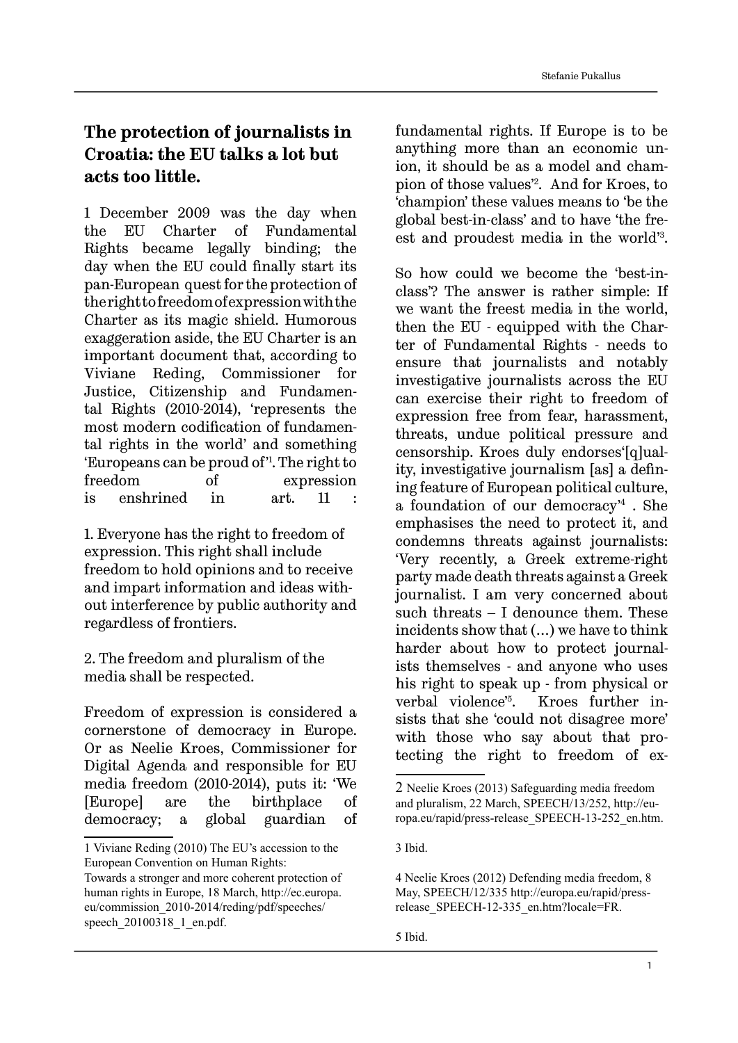## The protection of journalists in Croatia: the EU talks a lot but acts too little.

1 December 2009 was the day when the EU Charter of Fundamental Rights became legally binding; the day when the EU could finally start its pan-European quest for the protection of the right to freedom of expression with the Charter as its magic shield. Humorous exaggeration aside, the EU Charter is an important document that, according to Viviane Reding, Commissioner for Justice, Citizenship and Fundamental Rights (2010-2014), 'represents the most modern codification of fundamental rights in the world' and something 'Europeans can be proud of'[1]. The right to freedom of expression is enshrined in art. 11 :

1. Everyone has the right to freedom of expression. This right shall include freedom to hold opinions and to receive and impart information and ideas without interference by public authority and regardless of frontiers.

2. The freedom and pluralism of the media shall be respected.

Freedom of expression is considered a cornerstone of democracy in Europe. Or as Neelie Kroes, Commissioner for Digital Agenda and responsible for EU media freedom (2010-2014), puts it: 'We [Europe] are the birthplace of democracy; a global guardian of fundamental rights. If Europe is to be anything more than an economic union, it should be as a model and champion of those values'[2]. And for Kroes, to 'champion' these values means to 'be the global best-in-class' and to have 'the freest and proudest media in the world'[3].

So how could we become the 'best-in-class'? The answer is rather simple: If we want the freest media in the world, then the EU - equipped with the Charter of Fundamental Rights - needs to ensure that journalists and notably investigative journalists across the EU can exercise their right to freedom of expression free from fear, harassment, threats, undue political pressure and censorship. Kroes duly endorses'[q]uality, investigative journalism [as] a defining feature of European political culture, a foundation of our democracy'[4] . She emphasises the need to protect it, and condemns threats against journalists: 'Very recently, a Greek extreme-right party made death threats against a Greek journalist. I am very concerned about such threats – I denounce them. These incidents show that (...) we have to think harder about how to protect journalists themselves - and anyone who uses his right to speak up - from physical or verbal violence'[5]. Kroes further insists that she 'could not disagree more' with those who say about that protecting the right to freedom of ex-

---

1 Viviane Reding (2010) The EU's accession to the European Convention on Human Rights: Towards a stronger and more coherent protection of human rights in Europe, 18 March, http://ec.europa.eu/commission_2010-2014/reding/pdf/speeches/speech_20100318_1_en.pdf.

2 Neelie Kroes (2013) Safeguarding media freedom and pluralism, 22 March, SPEECH/13/252, http://europa.eu/rapid/press-release_SPEECH-13-252_en.htm.

3 Ibid.

4 Neelie Kroes (2012) Defending media freedom, 8 May, SPEECH/12/335 http://europa.eu/rapid/press-release_SPEECH-12-335_en.htm?locale=FR.

5 Ibid.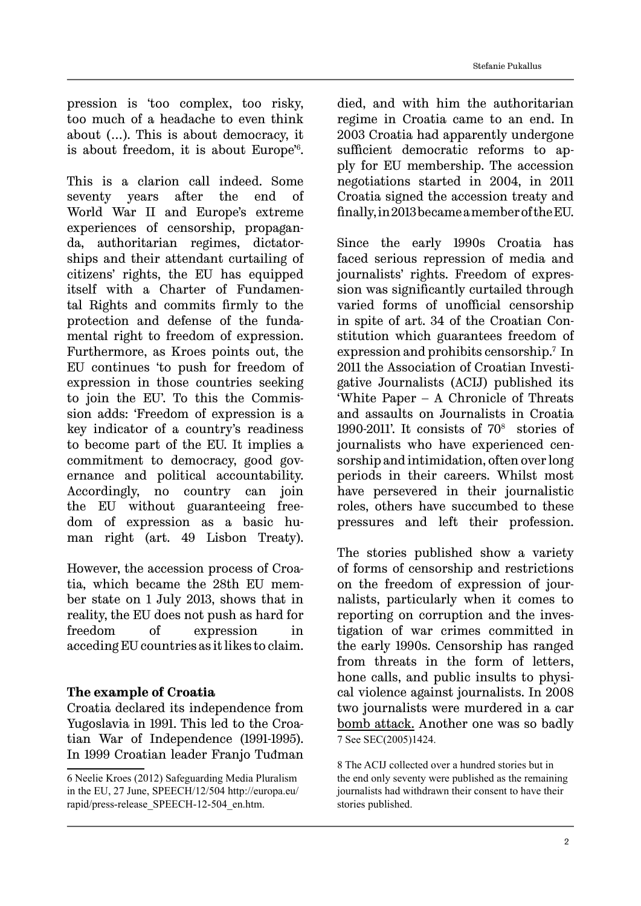pression is 'too complex, too risky, too much of a headache to even think about (...). This is about democracy, it is about freedom, it is about Europe'[6].

This is a clarion call indeed. Some seventy years after the end of World War II and Europe's extreme experiences of censorship, propaganda, authoritarian regimes, dictatorships and their attendant curtailing of citizens' rights, the EU has equipped itself with a Charter of Fundamental Rights and commits firmly to the protection and defense of the fundamental right to freedom of expression. Furthermore, as Kroes points out, the EU continues 'to push for freedom of expression in those countries seeking to join the EU'. To this the Commission adds: 'Freedom of expression is a key indicator of a country's readiness to become part of the EU. It implies a commitment to democracy, good governance and political accountability. Accordingly, no country can join the EU without guaranteeing freedom of expression as a basic human right (art. 49 Lisbon Treaty).

However, the accession process of Croatia, which became the 28th EU member state on 1 July 2013, shows that in reality, the EU does not push as hard for freedom of expression in acceding EU countries as it likes to claim.

**The example of Croatia**

Croatia declared its independence from Yugoslavia in 1991. This led to the Croatian War of Independence (1991-1995). In 1999 Croatian leader Franjo Tuđman died, and with him the authoritarian regime in Croatia came to an end. In 2003 Croatia had apparently undergone sufficient democratic reforms to apply for EU membership. The accession negotiations started in 2004, in 2011 Croatia signed the accession treaty and finally, in 2013 became a member of the EU.

Since the early 1990s Croatia has faced serious repression of media and journalists' rights. Freedom of expression was significantly curtailed through varied forms of unofficial censorship in spite of art. 34 of the Croatian Constitution which guarantees freedom of expression and prohibits censorship.[7] In 2011 the Association of Croatian Investigative Journalists (ACIJ) published its 'White Paper – A Chronicle of Threats and assaults on Journalists in Croatia 1990-2011'. It consists of 70[8] stories of journalists who have experienced censorship and intimidation, often over long periods in their careers. Whilst most have persevered in their journalistic roles, others have succumbed to these pressures and left their profession.

The stories published show a variety of forms of censorship and restrictions on the freedom of expression of journalists, particularly when it comes to reporting on corruption and the investigation of war crimes committed in the early 1990s. Censorship has ranged from threats in the form of letters, hone calls, and public insults to physical violence against journalists. In 2008 two journalists were murdered in a car bomb attack. Another one was so badly

6 Neelie Kroes (2012) Safeguarding Media Pluralism in the EU, 27 June, SPEECH/12/504 http://europa.eu/rapid/press-release_SPEECH-12-504_en.htm.

7 See SEC(2005)1424.

8 The ACIJ collected over a hundred stories but in the end only seventy were published as the remaining journalists had withdrawn their consent to have their stories published.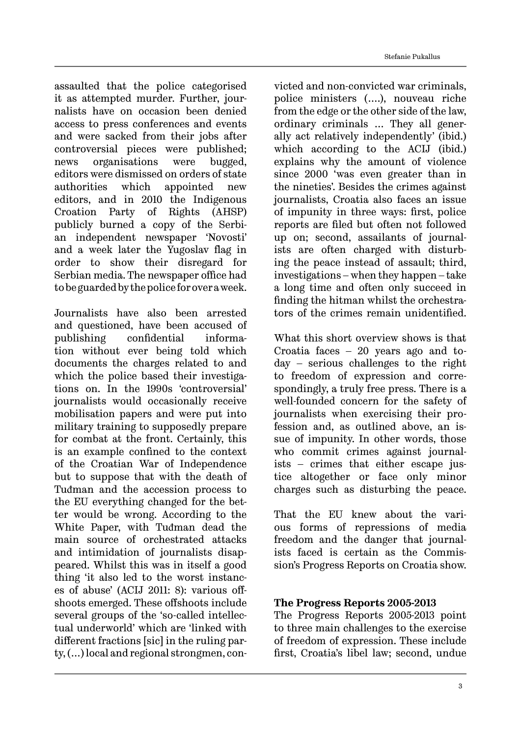assaulted that the police categorised it as attempted murder. Further, journalists have on occasion been denied access to press conferences and events and were sacked from their jobs after controversial pieces were published; news organisations were bugged, editors were dismissed on orders of state authorities which appointed new editors, and in 2010 the Indigenous Croation Party of Rights (AHSP) publicly burned a copy of the Serbian independent newspaper 'Novosti' and a week later the Yugoslav flag in order to show their disregard for Serbian media. The newspaper office had to be guarded by the police for over a week.

Journalists have also been arrested and questioned, have been accused of publishing confidential information without ever being told which documents the charges related to and which the police based their investigations on. In the 1990s 'controversial' journalists would occasionally receive mobilisation papers and were put into military training to supposedly prepare for combat at the front. Certainly, this is an example confined to the context of the Croatian War of Independence but to suppose that with the death of Tuđman and the accession process to the EU everything changed for the better would be wrong. According to the White Paper, with Tuđman dead the main source of orchestrated attacks and intimidation of journalists disappeared. Whilst this was in itself a good thing 'it also led to the worst instances of abuse' (ACIJ 2011: 8): various offshoots emerged. These offshoots include several groups of the 'so-called intellectual underworld' which are 'linked with different fractions [sic] in the ruling party, (…) local and regional strongmen, convicted and non-convicted war criminals, police ministers (….), nouveau riche from the edge or the other side of the law, ordinary criminals … They all generally act relatively independently' (ibid.) which according to the ACIJ (ibid.) explains why the amount of violence since 2000 'was even greater than in the nineties'. Besides the crimes against journalists, Croatia also faces an issue of impunity in three ways: first, police reports are filed but often not followed up on; second, assailants of journalists are often charged with disturbing the peace instead of assault; third, investigations – when they happen – take a long time and often only succeed in finding the hitman whilst the orchestrators of the crimes remain unidentified.

What this short overview shows is that Croatia faces – 20 years ago and today – serious challenges to the right to freedom of expression and correspondingly, a truly free press. There is a well-founded concern for the safety of journalists when exercising their profession and, as outlined above, an issue of impunity. In other words, those who commit crimes against journalists – crimes that either escape justice altogether or face only minor charges such as disturbing the peace.

That the EU knew about the various forms of repressions of media freedom and the danger that journalists faced is certain as the Commission's Progress Reports on Croatia show.

### The Progress Reports 2005-2013

The Progress Reports 2005-2013 point to three main challenges to the exercise of freedom of expression. These include first, Croatia's libel law; second, undue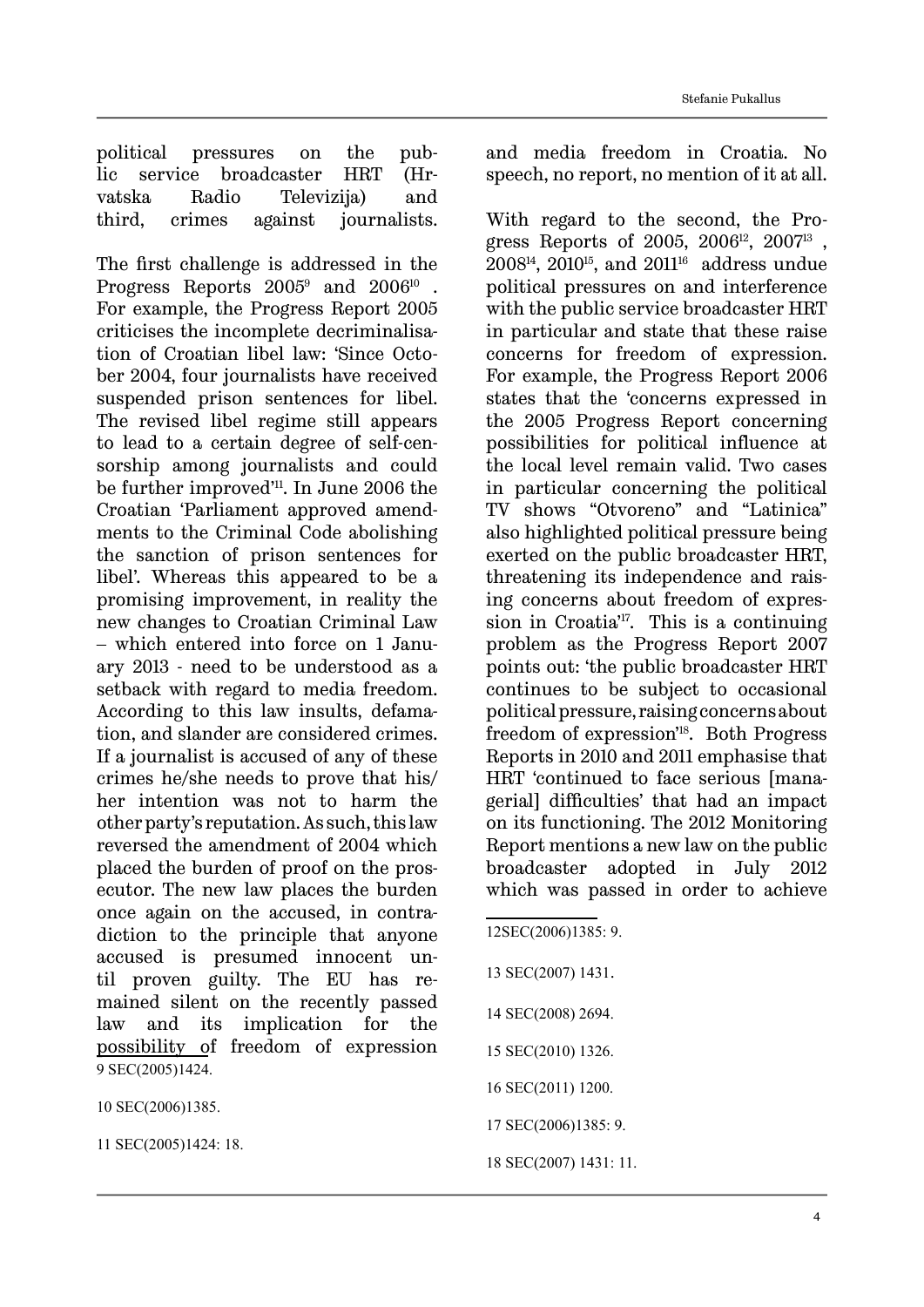political pressures on the public service broadcaster HRT (Hrvatska Radio Televizija) and third, crimes against journalists.

The first challenge is addressed in the Progress Reports 2005[9] and 2006[10]. For example, the Progress Report 2005 criticises the incomplete decriminalisation of Croatian libel law: 'Since October 2004, four journalists have received suspended prison sentences for libel. The revised libel regime still appears to lead to a certain degree of self-censorship among journalists and could be further improved'[11]. In June 2006 the Croatian 'Parliament approved amendments to the Criminal Code abolishing the sanction of prison sentences for libel'. Whereas this appeared to be a promising improvement, in reality the new changes to Croatian Criminal Law – which entered into force on 1 January 2013 - need to be understood as a setback with regard to media freedom. According to this law insults, defamation, and slander are considered crimes. If a journalist is accused of any of these crimes he/she needs to prove that his/her intention was not to harm the other party's reputation. As such, this law reversed the amendment of 2004 which placed the burden of proof on the prosecutor. The new law places the burden once again on the accused, in contradiction to the principle that anyone accused is presumed innocent until proven guilty. The EU has remained silent on the recently passed law and its implication for the possibility of freedom of expression and media freedom in Croatia. No speech, no report, no mention of it at all.

With regard to the second, the Progress Reports of 2005, 2006[12], 2007[13], 2008[14], 2010[15], and 2011[16] address undue political pressures on and interference with the public service broadcaster HRT in particular and state that these raise concerns for freedom of expression. For example, the Progress Report 2006 states that the 'concerns expressed in the 2005 Progress Report concerning possibilities for political influence at the local level remain valid. Two cases in particular concerning the political TV shows "Otvoreno" and "Latinica" also highlighted political pressure being exerted on the public broadcaster HRT, threatening its independence and raising concerns about freedom of expression in Croatia'[17]. This is a continuing problem as the Progress Report 2007 points out: 'the public broadcaster HRT continues to be subject to occasional political pressure, raising concerns about freedom of expression'[18]. Both Progress Reports in 2010 and 2011 emphasise that HRT 'continued to face serious [managerial] difficulties' that had an impact on its functioning. The 2012 Monitoring Report mentions a new law on the public broadcaster adopted in July 2012 which was passed in order to achieve

9 SEC(2005)1424.

10 SEC(2006)1385.

11 SEC(2005)1424: 18.

12 SEC(2006)1385: 9.

13 SEC(2007) 1431.

14 SEC(2008) 2694.

15 SEC(2010) 1326.

16 SEC(2011) 1200.

17 SEC(2006)1385: 9.

18 SEC(2007) 1431: 11.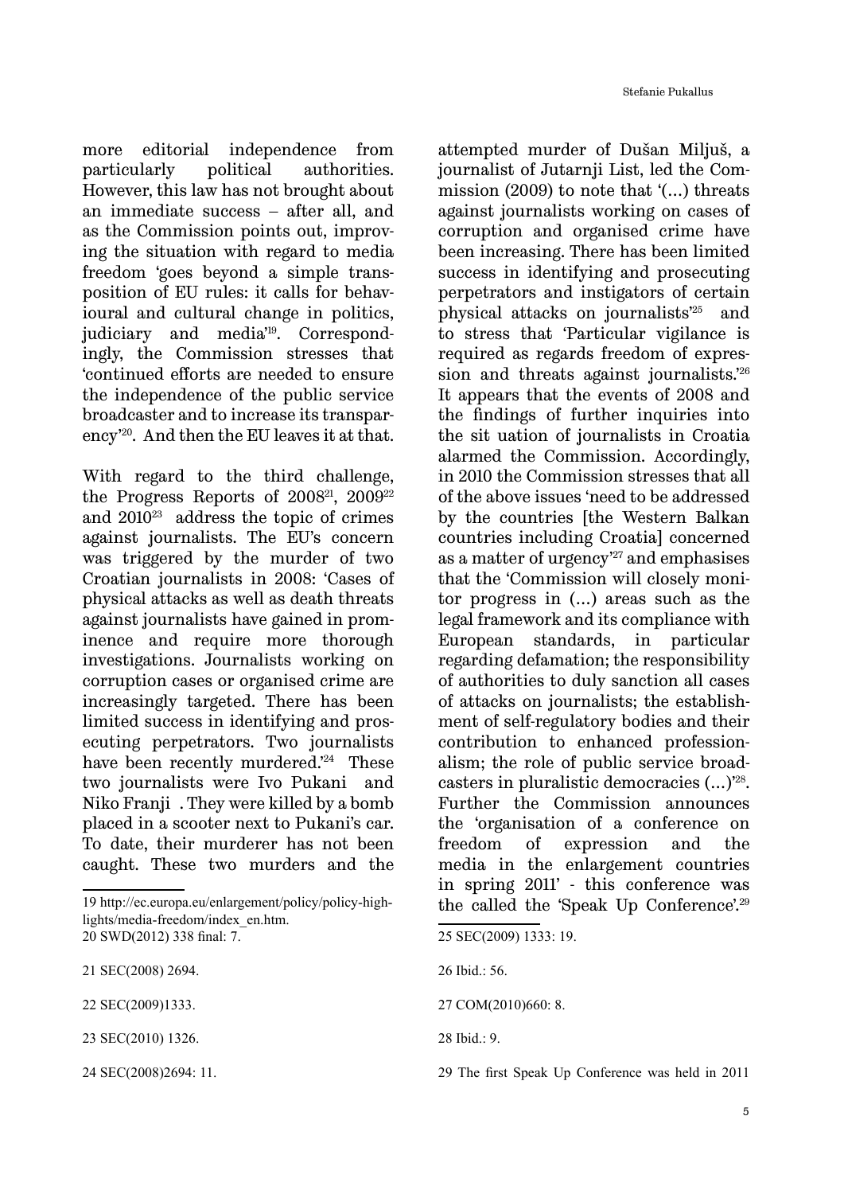more editorial independence from particularly political authorities. However, this law has not brought about an immediate success – after all, and as the Commission points out, improving the situation with regard to media freedom 'goes beyond a simple transposition of EU rules: it calls for behavioural and cultural change in politics, judiciary and media'[19]. Correspondingly, the Commission stresses that 'continued efforts are needed to ensure the independence of the public service broadcaster and to increase its transparency'[20]. And then the EU leaves it at that.

With regard to the third challenge, the Progress Reports of 2008[21], 2009[22] and 2010[23] address the topic of crimes against journalists. The EU's concern was triggered by the murder of two Croatian journalists in 2008: 'Cases of physical attacks as well as death threats against journalists have gained in prominence and require more thorough investigations. Journalists working on corruption cases or organised crime are increasingly targeted. There has been limited success in identifying and prosecuting perpetrators. Two journalists have been recently murdered.'[24] These two journalists were Ivo Pukani and Niko Franji . They were killed by a bomb placed in a scooter next to Pukani's car. To date, their murderer has not been caught. These two murders and the attempted murder of Dušan Miljuš, a journalist of Jutarnji List, led the Commission (2009) to note that '(...) threats against journalists working on cases of corruption and organised crime have been increasing. There has been limited success in identifying and prosecuting perpetrators and instigators of certain physical attacks on journalists'[25] and to stress that 'Particular vigilance is required as regards freedom of expression and threats against journalists.'[26] It appears that the events of 2008 and the findings of further inquiries into the sit uation of journalists in Croatia alarmed the Commission. Accordingly, in 2010 the Commission stresses that all of the above issues 'need to be addressed by the countries [the Western Balkan countries including Croatia] concerned as a matter of urgency'[27] and emphasises that the 'Commission will closely monitor progress in (...) areas such as the legal framework and its compliance with European standards, in particular regarding defamation; the responsibility of authorities to duly sanction all cases of attacks on journalists; the establishment of self-regulatory bodies and their contribution to enhanced professionalism; the role of public service broadcasters in pluralistic democracies (...)'[28]. Further the Commission announces the 'organisation of a conference on freedom of expression and the media in the enlargement countries in spring 2011' - this conference was the called the 'Speak Up Conference'.[29]

---

19 http://ec.europa.eu/enlargement/policy/policy-highlights/media-freedom/index_en.htm.

20 SWD(2012) 338 final: 7.

21 SEC(2008) 2694.

22 SEC(2009)1333.

23 SEC(2010) 1326.

24 SEC(2008)2694: 11.

25 SEC(2009) 1333: 19.

26 Ibid.: 56.

27 COM(2010)660: 8.

28 Ibid.: 9.

29 The first Speak Up Conference was held in 2011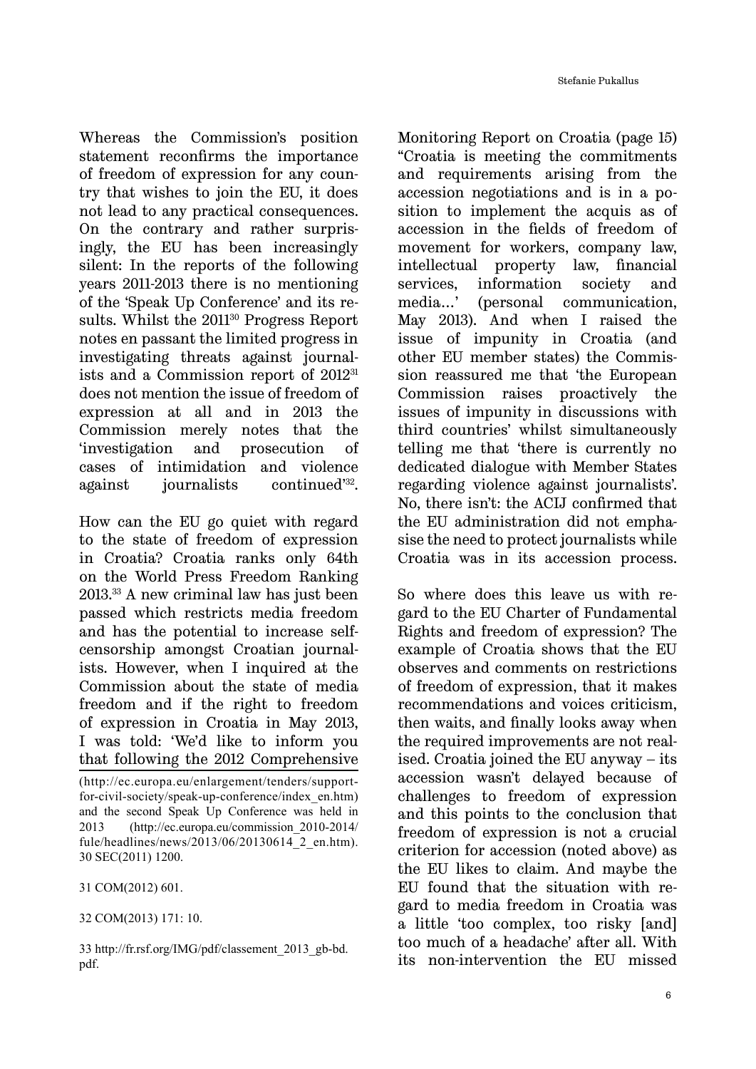Whereas the Commission's position statement reconfirms the importance of freedom of expression for any country that wishes to join the EU, it does not lead to any practical consequences. On the contrary and rather surprisingly, the EU has been increasingly silent: In the reports of the following years 2011-2013 there is no mentioning of the 'Speak Up Conference' and its results. Whilst the 2011[30] Progress Report notes en passant the limited progress in investigating threats against journalists and a Commission report of 2012[31] does not mention the issue of freedom of expression at all and in 2013 the Commission merely notes that the 'investigation and prosecution of cases of intimidation and violence against journalists continued'[32].

How can the EU go quiet with regard to the state of freedom of expression in Croatia? Croatia ranks only 64th on the World Press Freedom Ranking 2013.[33] A new criminal law has just been passed which restricts media freedom and has the potential to increase self-censorship amongst Croatian journalists. However, when I inquired at the Commission about the state of media freedom and if the right to freedom of expression in Croatia in May 2013, I was told: 'We'd like to inform you that following the 2012 Comprehensive Monitoring Report on Croatia (page 15) "Croatia is meeting the commitments and requirements arising from the accession negotiations and is in a position to implement the acquis as of accession in the fields of freedom of movement for workers, company law, intellectual property law, financial services, information society and media…' (personal communication, May 2013). And when I raised the issue of impunity in Croatia (and other EU member states) the Commission reassured me that 'the European Commission raises proactively the issues of impunity in discussions with third countries' whilst simultaneously telling me that 'there is currently no dedicated dialogue with Member States regarding violence against journalists'. No, there isn't: the ACIJ confirmed that the EU administration did not emphasise the need to protect journalists while Croatia was in its accession process.

So where does this leave us with regard to the EU Charter of Fundamental Rights and freedom of expression? The example of Croatia shows that the EU observes and comments on restrictions of freedom of expression, that it makes recommendations and voices criticism, then waits, and finally looks away when the required improvements are not realised. Croatia joined the EU anyway – its accession wasn't delayed because of challenges to freedom of expression and this points to the conclusion that freedom of expression is not a crucial criterion for accession (noted above) as the EU likes to claim. And maybe the EU found that the situation with regard to media freedom in Croatia was a little 'too complex, too risky [and] too much of a headache' after all. With its non-intervention the EU missed

---

(http://ec.europa.eu/enlargement/tenders/support-for-civil-society/speak-up-conference/index_en.htm) and the second Speak Up Conference was held in 2013 (http://ec.europa.eu/commission_2010-2014/fule/headlines/news/2013/06/20130614_2_en.htm).

30 SEC(2011) 1200.

31 COM(2012) 601.

32 COM(2013) 171: 10.

33 http://fr.rsf.org/IMG/pdf/classement_2013_gb-bd.pdf.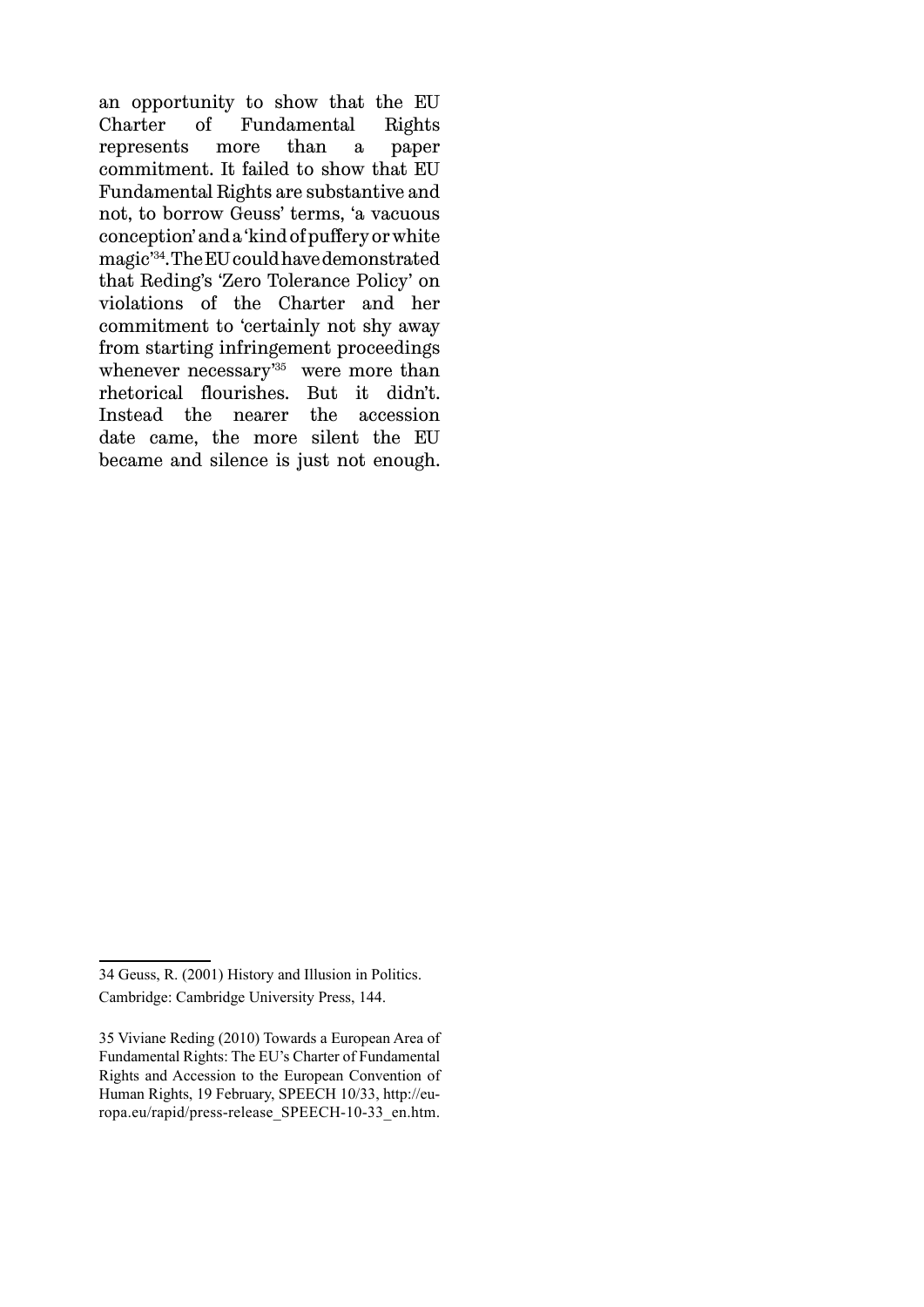an opportunity to show that the EU Charter of Fundamental Rights represents more than a paper commitment. It failed to show that EU Fundamental Rights are substantive and not, to borrow Geuss' terms, 'a vacuous conception' and a 'kind of puffery or white magic'[34]. The EU could have demonstrated that Reding's 'Zero Tolerance Policy' on violations of the Charter and her commitment to 'certainly not shy away from starting infringement proceedings whenever necessary'[35] were more than rhetorical flourishes. But it didn't. Instead the nearer the accession date came, the more silent the EU became and silence is just not enough.

---

34 Geuss, R. (2001) History and Illusion in Politics. Cambridge: Cambridge University Press, 144.

35 Viviane Reding (2010) Towards a European Area of Fundamental Rights: The EU's Charter of Fundamental Rights and Accession to the European Convention of Human Rights, 19 February, SPEECH 10/33, http://europa.eu/rapid/press-release_SPEECH-10-33_en.htm.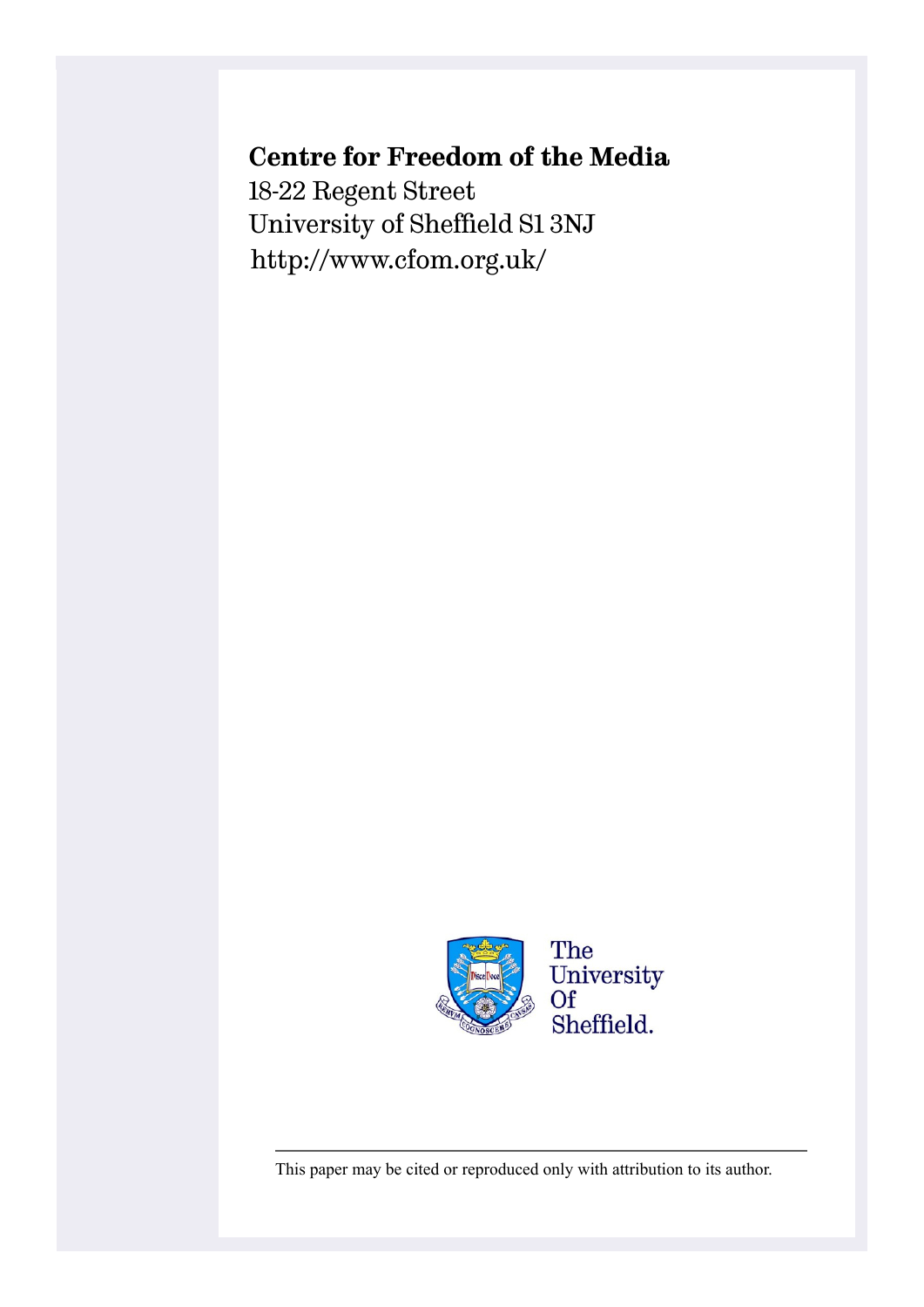**Centre for Freedom of the Media**

18-22 Regent Street

University of Sheffield S1 3NJ

http://www.cfom.org.uk/

The University Of Sheffield.

---

This paper may be cited or reproduced only with attribution to its author.